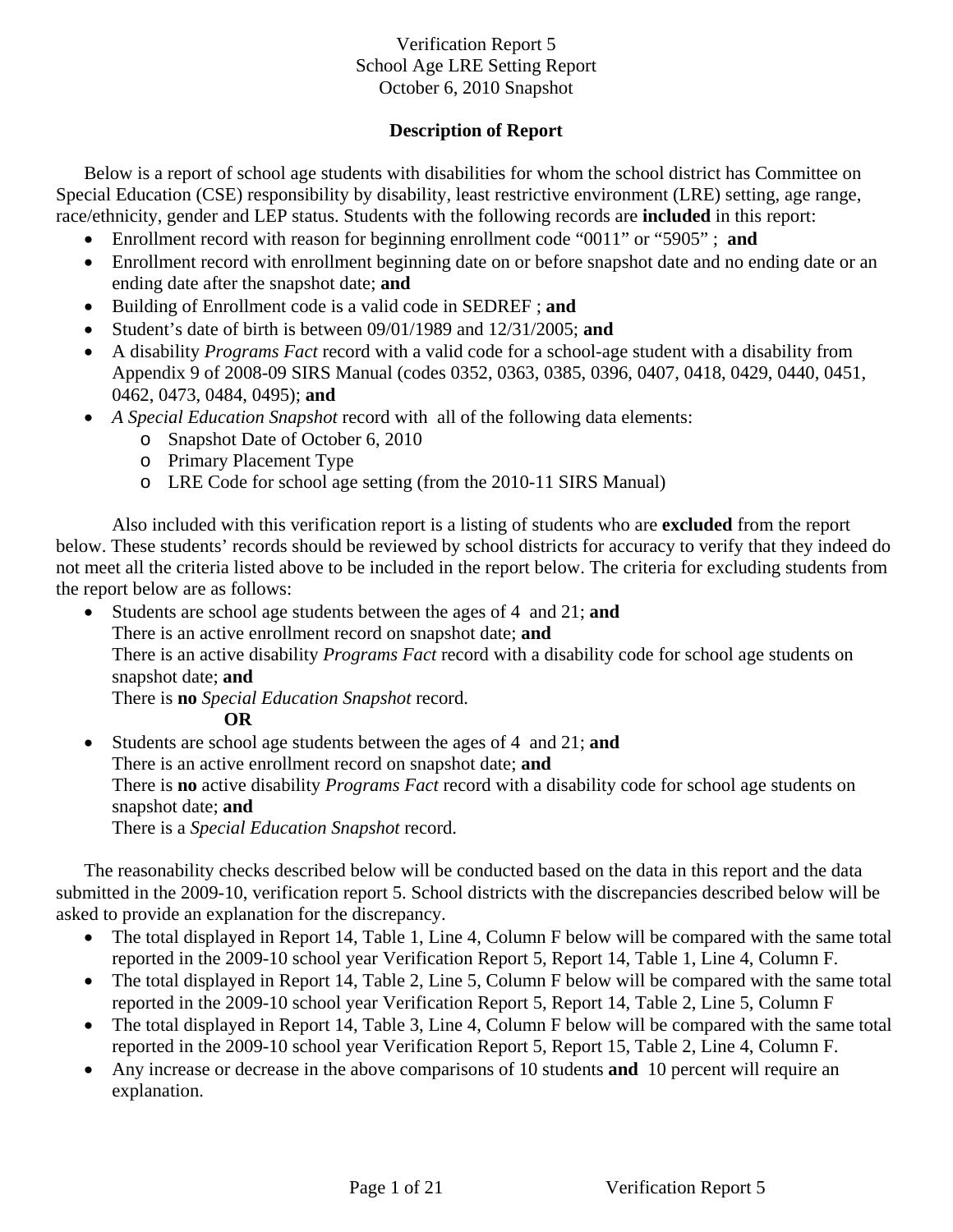# Verification Report 5
# School Age LRE Setting Report
# October 6, 2010 Snapshot

## Description of Report

Below is a report of school age students with disabilities for whom the school district has Committee on Special Education (CSE) responsibility by disability, least restrictive environment (LRE) setting, age range, race/ethnicity, gender and LEP status. Students with the following records are **included** in this report:

- Enrollment record with reason for beginning enrollment code "0011" or "5905" ; **and**
- Enrollment record with enrollment beginning date on or before snapshot date and no ending date or an ending date after the snapshot date; **and**
- Building of Enrollment code is a valid code in SEDREF ; **and**
- Student's date of birth is between 09/01/1989 and 12/31/2005; **and**
- A disability *Programs Fact* record with a valid code for a school-age student with a disability from Appendix 9 of 2008-09 SIRS Manual (codes 0352, 0363, 0385, 0396, 0407, 0418, 0429, 0440, 0451, 0462, 0473, 0484, 0495); **and**
- *A Special Education Snapshot* record with all of the following data elements:
  - Snapshot Date of October 6, 2010
  - Primary Placement Type
  - LRE Code for school age setting (from the 2010-11 SIRS Manual)

Also included with this verification report is a listing of students who are **excluded** from the report below. These students' records should be reviewed by school districts for accuracy to verify that they indeed do not meet all the criteria listed above to be included in the report below. The criteria for excluding students from the report below are as follows:

- Students are school age students between the ages of 4 and 21; **and**
  There is an active enrollment record on snapshot date; **and**
  There is an active disability *Programs Fact* record with a disability code for school age students on snapshot date; **and**
  There is **no** *Special Education Snapshot* record.
  **OR**
- Students are school age students between the ages of 4 and 21; **and**
  There is an active enrollment record on snapshot date; **and**
  There is **no** active disability *Programs Fact* record with a disability code for school age students on snapshot date; **and**
  There is a *Special Education Snapshot* record.

The reasonability checks described below will be conducted based on the data in this report and the data submitted in the 2009-10, verification report 5. School districts with the discrepancies described below will be asked to provide an explanation for the discrepancy.

- The total displayed in Report 14, Table 1, Line 4, Column F below will be compared with the same total reported in the 2009-10 school year Verification Report 5, Report 14, Table 1, Line 4, Column F.
- The total displayed in Report 14, Table 2, Line 5, Column F below will be compared with the same total reported in the 2009-10 school year Verification Report 5, Report 14, Table 2, Line 5, Column F
- The total displayed in Report 14, Table 3, Line 4, Column F below will be compared with the same total reported in the 2009-10 school year Verification Report 5, Report 15, Table 2, Line 4, Column F.
- Any increase or decrease in the above comparisons of 10 students **and** 10 percent will require an explanation.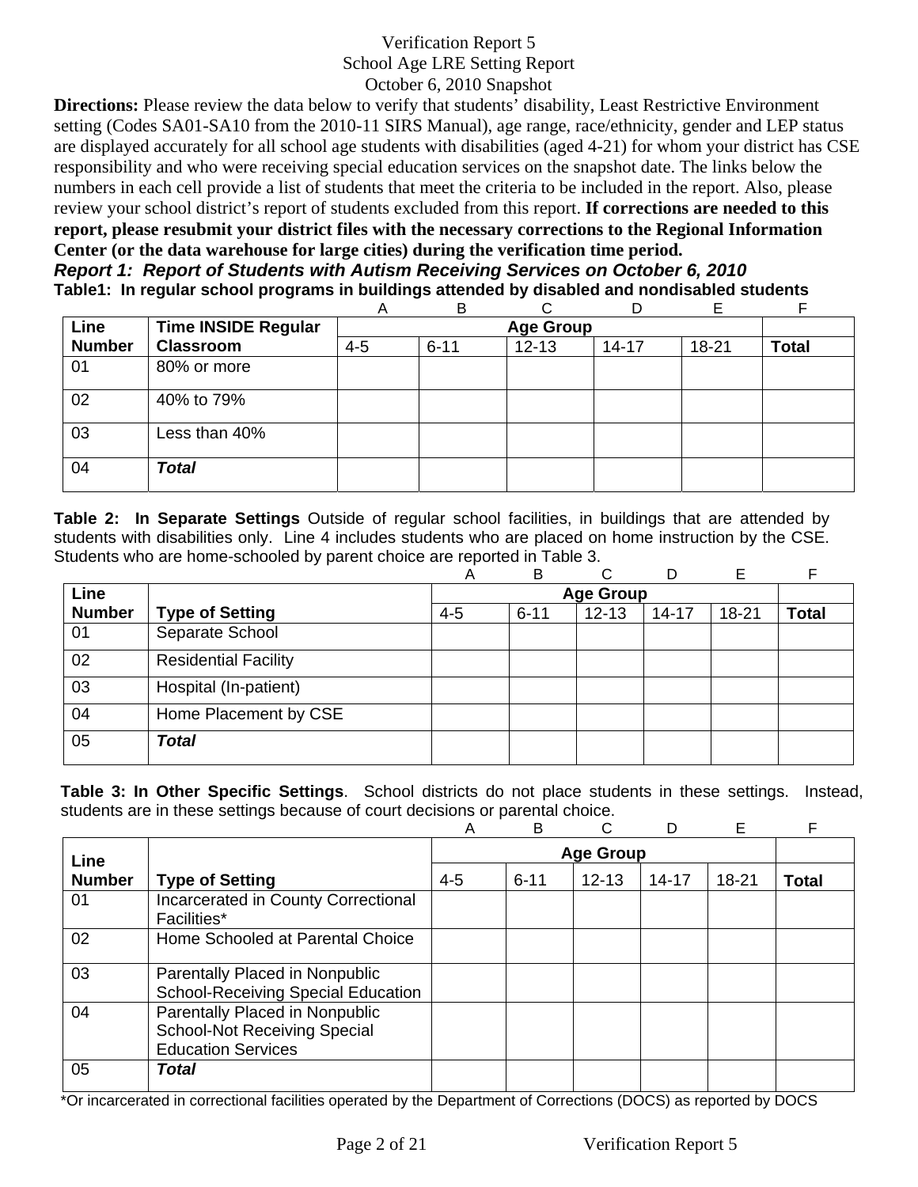Verification Report 5
School Age LRE Setting Report
October 6, 2010 Snapshot

**Directions:** Please review the data below to verify that students' disability, Least Restrictive Environment setting (Codes SA01-SA10 from the 2010-11 SIRS Manual), age range, race/ethnicity, gender and LEP status are displayed accurately for all school age students with disabilities (aged 4-21) for whom your district has CSE responsibility and who were receiving special education services on the snapshot date. The links below the numbers in each cell provide a list of students that meet the criteria to be included in the report. Also, please review your school district's report of students excluded from this report. **If corrections are needed to this report, please resubmit your district files with the necessary corrections to the Regional Information Center (or the data warehouse for large cities) during the verification time period.**

### *Report 1: Report of Students with Autism Receiving Services on October 6, 2010*

**Table1: In regular school programs in buildings attended by disabled and nondisabled students**

| | | A | B | C | D | E | F |
|---|---|---|---|---|---|---|---|
| **Line Number** | **Time INSIDE Regular Classroom** | **Age Group** | | | | | |
| | | 4-5 | 6-11 | 12-13 | 14-17 | 18-21 | **Total** |
| 01 | 80% or more | | | | | | |
| 02 | 40% to 79% | | | | | | |
| 03 | Less than 40% | | | | | | |
| 04 | ***Total*** | | | | | | |

**Table 2: In Separate Settings** Outside of regular school facilities, in buildings that are attended by students with disabilities only. Line 4 includes students who are placed on home instruction by the CSE. Students who are home-schooled by parent choice are reported in Table 3.

| | | A | B | C | D | E | F |
|---|---|---|---|---|---|---|---|
| **Line Number** | **Type of Setting** | **Age Group** | | | | | |
| | | 4-5 | 6-11 | 12-13 | 14-17 | 18-21 | **Total** |
| 01 | Separate School | | | | | | |
| 02 | Residential Facility | | | | | | |
| 03 | Hospital (In-patient) | | | | | | |
| 04 | Home Placement by CSE | | | | | | |
| 05 | ***Total*** | | | | | | |

**Table 3: In Other Specific Settings**. School districts do not place students in these settings. Instead, students are in these settings because of court decisions or parental choice.

| | | A | B | C | D | E | F |
|---|---|---|---|---|---|---|---|
| **Line Number** | **Type of Setting** | **Age Group** | | | | | |
| | | 4-5 | 6-11 | 12-13 | 14-17 | 18-21 | **Total** |
| 01 | Incarcerated in County Correctional Facilities* | | | | | | |
| 02 | Home Schooled at Parental Choice | | | | | | |
| 03 | Parentally Placed in Nonpublic School-Receiving Special Education | | | | | | |
| 04 | Parentally Placed in Nonpublic School-Not Receiving Special Education Services | | | | | | |
| 05 | ***Total*** | | | | | | |

*Or incarcerated in correctional facilities operated by the Department of Corrections (DOCS) as reported by DOCS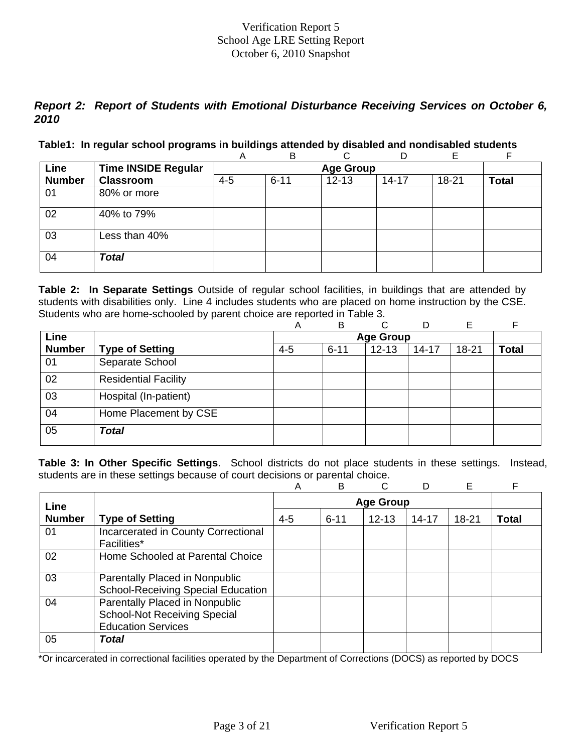Verification Report 5
School Age LRE Setting Report
October 6, 2010 Snapshot

## *Report 2: Report of Students with Emotional Disturbance Receiving Services on October 6, 2010*

**Table1: In regular school programs in buildings attended by disabled and nondisabled students**

| | | A | B | C | D | E | F |
|---|---|---|---|---|---|---|---|
| **Line Number** | **Time INSIDE Regular Classroom** | **Age Group** | | | | | |
| | | 4-5 | 6-11 | 12-13 | 14-17 | 18-21 | **Total** |
| 01 | 80% or more | | | | | | |
| 02 | 40% to 79% | | | | | | |
| 03 | Less than 40% | | | | | | |
| 04 | ***Total*** | | | | | | |

**Table 2: In Separate Settings** Outside of regular school facilities, in buildings that are attended by students with disabilities only. Line 4 includes students who are placed on home instruction by the CSE. Students who are home-schooled by parent choice are reported in Table 3.

| | | A | B | C | D | E | F |
|---|---|---|---|---|---|---|---|
| **Line Number** | **Type of Setting** | **Age Group** | | | | | |
| | | 4-5 | 6-11 | 12-13 | 14-17 | 18-21 | **Total** |
| 01 | Separate School | | | | | | |
| 02 | Residential Facility | | | | | | |
| 03 | Hospital (In-patient) | | | | | | |
| 04 | Home Placement by CSE | | | | | | |
| 05 | ***Total*** | | | | | | |

**Table 3: In Other Specific Settings**. School districts do not place students in these settings. Instead, students are in these settings because of court decisions or parental choice.

| | | A | B | C | D | E | F |
|---|---|---|---|---|---|---|---|
| **Line Number** | **Type of Setting** | **Age Group** | | | | | |
| | | 4-5 | 6-11 | 12-13 | 14-17 | 18-21 | **Total** |
| 01 | Incarcerated in County Correctional Facilities* | | | | | | |
| 02 | Home Schooled at Parental Choice | | | | | | |
| 03 | Parentally Placed in Nonpublic School-Receiving Special Education | | | | | | |
| 04 | Parentally Placed in Nonpublic School-Not Receiving Special Education Services | | | | | | |
| 05 | ***Total*** | | | | | | |

*Or incarcerated in correctional facilities operated by the Department of Corrections (DOCS) as reported by DOCS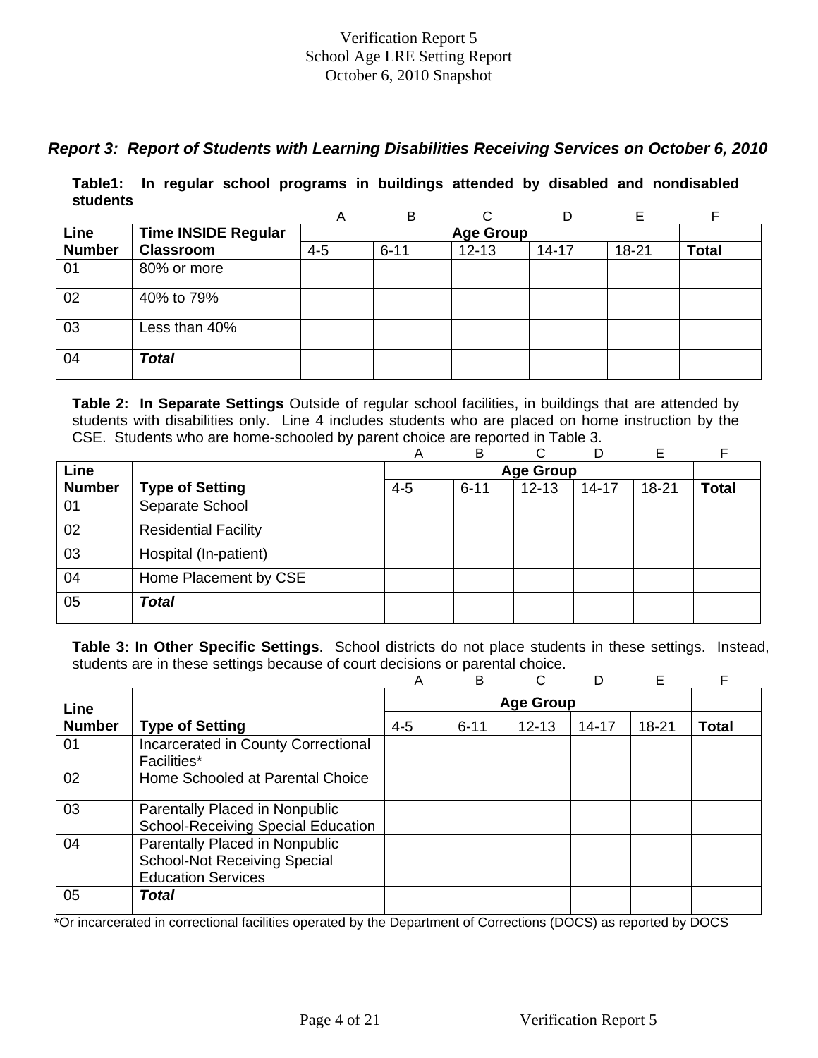Verification Report 5
School Age LRE Setting Report
October 6, 2010 Snapshot

### *Report 3: Report of Students with Learning Disabilities Receiving Services on October 6, 2010*

**Table1: In regular school programs in buildings attended by disabled and nondisabled students**

| | | A | B | C | D | E | F |
|---|---|---|---|---|---|---|---|
| **Line Number** | **Time INSIDE Regular Classroom** | **Age Group** | | | | | |
| | | 4-5 | 6-11 | 12-13 | 14-17 | 18-21 | **Total** |
| 01 | 80% or more | | | | | | |
| 02 | 40% to 79% | | | | | | |
| 03 | Less than 40% | | | | | | |
| 04 | ***Total*** | | | | | | |

**Table 2: In Separate Settings** Outside of regular school facilities, in buildings that are attended by students with disabilities only. Line 4 includes students who are placed on home instruction by the CSE. Students who are home-schooled by parent choice are reported in Table 3.

| | | A | B | C | D | E | F |
|---|---|---|---|---|---|---|---|
| **Line Number** | **Type of Setting** | **Age Group** | | | | | |
| | | 4-5 | 6-11 | 12-13 | 14-17 | 18-21 | **Total** |
| 01 | Separate School | | | | | | |
| 02 | Residential Facility | | | | | | |
| 03 | Hospital (In-patient) | | | | | | |
| 04 | Home Placement by CSE | | | | | | |
| 05 | ***Total*** | | | | | | |

**Table 3: In Other Specific Settings**. School districts do not place students in these settings. Instead, students are in these settings because of court decisions or parental choice.

| | | A | B | C | D | E | F |
|---|---|---|---|---|---|---|---|
| **Line Number** | **Type of Setting** | **Age Group** | | | | | |
| | | 4-5 | 6-11 | 12-13 | 14-17 | 18-21 | **Total** |
| 01 | Incarcerated in County Correctional Facilities* | | | | | | |
| 02 | Home Schooled at Parental Choice | | | | | | |
| 03 | Parentally Placed in Nonpublic School-Receiving Special Education | | | | | | |
| 04 | Parentally Placed in Nonpublic School-Not Receiving Special Education Services | | | | | | |
| 05 | ***Total*** | | | | | | |

*Or incarcerated in correctional facilities operated by the Department of Corrections (DOCS) as reported by DOCS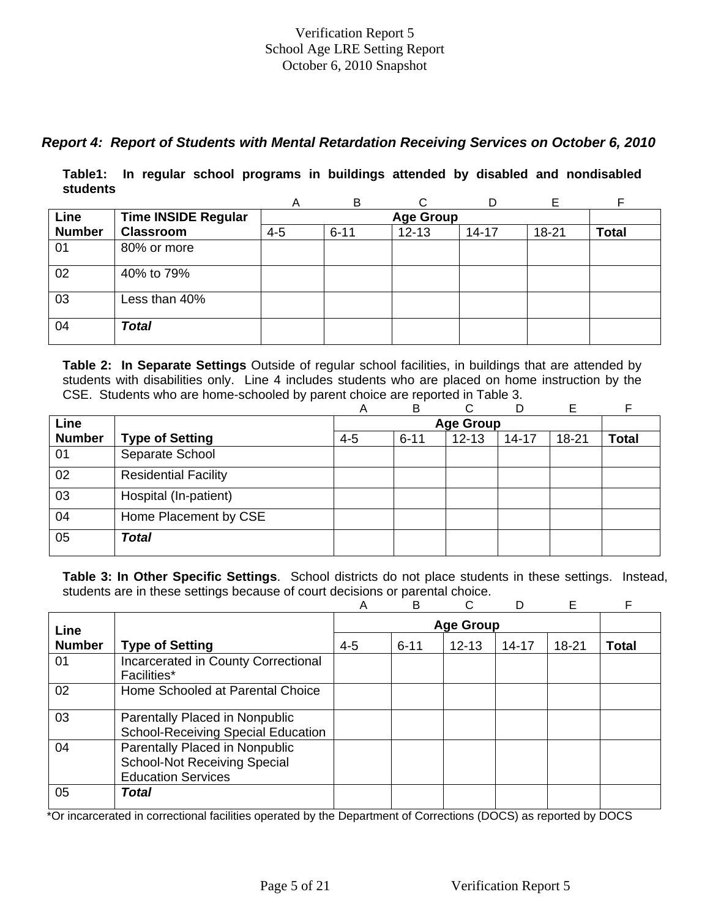Verification Report 5
School Age LRE Setting Report
October 6, 2010 Snapshot

### *Report 4: Report of Students with Mental Retardation Receiving Services on October 6, 2010*

**Table1: In regular school programs in buildings attended by disabled and nondisabled students**

| | | A | B | C | D | E | F |
|---|---|---|---|---|---|---|---|
| **Line Number** | **Time INSIDE Regular Classroom** | **Age Group** | | | | | |
| | | 4-5 | 6-11 | 12-13 | 14-17 | 18-21 | **Total** |
| 01 | 80% or more | | | | | | |
| 02 | 40% to 79% | | | | | | |
| 03 | Less than 40% | | | | | | |
| 04 | ***Total*** | | | | | | |

**Table 2: In Separate Settings** Outside of regular school facilities, in buildings that are attended by students with disabilities only. Line 4 includes students who are placed on home instruction by the CSE. Students who are home-schooled by parent choice are reported in Table 3.

| | | A | B | C | D | E | F |
|---|---|---|---|---|---|---|---|
| **Line Number** | **Type of Setting** | **Age Group** | | | | | |
| | | 4-5 | 6-11 | 12-13 | 14-17 | 18-21 | **Total** |
| 01 | Separate School | | | | | | |
| 02 | Residential Facility | | | | | | |
| 03 | Hospital (In-patient) | | | | | | |
| 04 | Home Placement by CSE | | | | | | |
| 05 | ***Total*** | | | | | | |

**Table 3: In Other Specific Settings**. School districts do not place students in these settings. Instead, students are in these settings because of court decisions or parental choice.

| | | A | B | C | D | E | F |
|---|---|---|---|---|---|---|---|
| **Line Number** | **Type of Setting** | **Age Group** | | | | | |
| | | 4-5 | 6-11 | 12-13 | 14-17 | 18-21 | **Total** |
| 01 | Incarcerated in County Correctional Facilities* | | | | | | |
| 02 | Home Schooled at Parental Choice | | | | | | |
| 03 | Parentally Placed in Nonpublic School-Receiving Special Education | | | | | | |
| 04 | Parentally Placed in Nonpublic School-Not Receiving Special Education Services | | | | | | |
| 05 | ***Total*** | | | | | | |

*Or incarcerated in correctional facilities operated by the Department of Corrections (DOCS) as reported by DOCS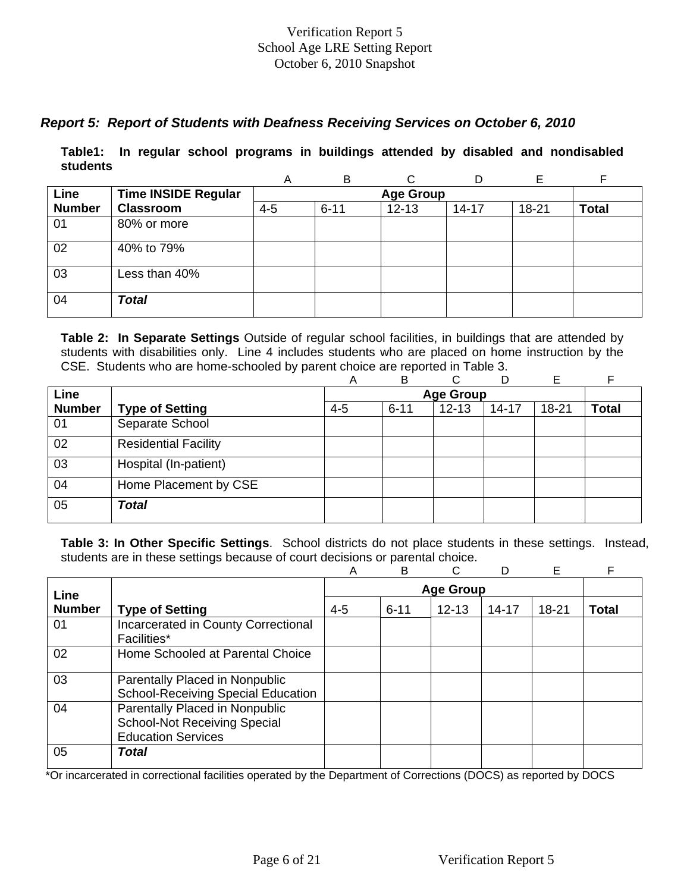Verification Report 5
School Age LRE Setting Report
October 6, 2010 Snapshot

## *Report 5: Report of Students with Deafness Receiving Services on October 6, 2010*

**Table1: In regular school programs in buildings attended by disabled and nondisabled students**

| | | A | B | C | D | E | F |
|---|---|---|---|---|---|---|---|
| **Line Number** | **Time INSIDE Regular Classroom** | **Age Group** | | | | | |
| | | 4-5 | 6-11 | 12-13 | 14-17 | 18-21 | **Total** |
| 01 | 80% or more | | | | | | |
| 02 | 40% to 79% | | | | | | |
| 03 | Less than 40% | | | | | | |
| 04 | ***Total*** | | | | | | |

**Table 2: In Separate Settings** Outside of regular school facilities, in buildings that are attended by students with disabilities only. Line 4 includes students who are placed on home instruction by the CSE. Students who are home-schooled by parent choice are reported in Table 3.

| | | A | B | C | D | E | F |
|---|---|---|---|---|---|---|---|
| **Line Number** | **Type of Setting** | **Age Group** | | | | | |
| | | 4-5 | 6-11 | 12-13 | 14-17 | 18-21 | **Total** |
| 01 | Separate School | | | | | | |
| 02 | Residential Facility | | | | | | |
| 03 | Hospital (In-patient) | | | | | | |
| 04 | Home Placement by CSE | | | | | | |
| 05 | ***Total*** | | | | | | |

**Table 3: In Other Specific Settings**. School districts do not place students in these settings. Instead, students are in these settings because of court decisions or parental choice.

| | | A | B | C | D | E | F |
|---|---|---|---|---|---|---|---|
| **Line Number** | **Type of Setting** | **Age Group** | | | | | |
| | | 4-5 | 6-11 | 12-13 | 14-17 | 18-21 | **Total** |
| 01 | Incarcerated in County Correctional Facilities* | | | | | | |
| 02 | Home Schooled at Parental Choice | | | | | | |
| 03 | Parentally Placed in Nonpublic School-Receiving Special Education | | | | | | |
| 04 | Parentally Placed in Nonpublic School-Not Receiving Special Education Services | | | | | | |
| 05 | ***Total*** | | | | | | |

*Or incarcerated in correctional facilities operated by the Department of Corrections (DOCS) as reported by DOCS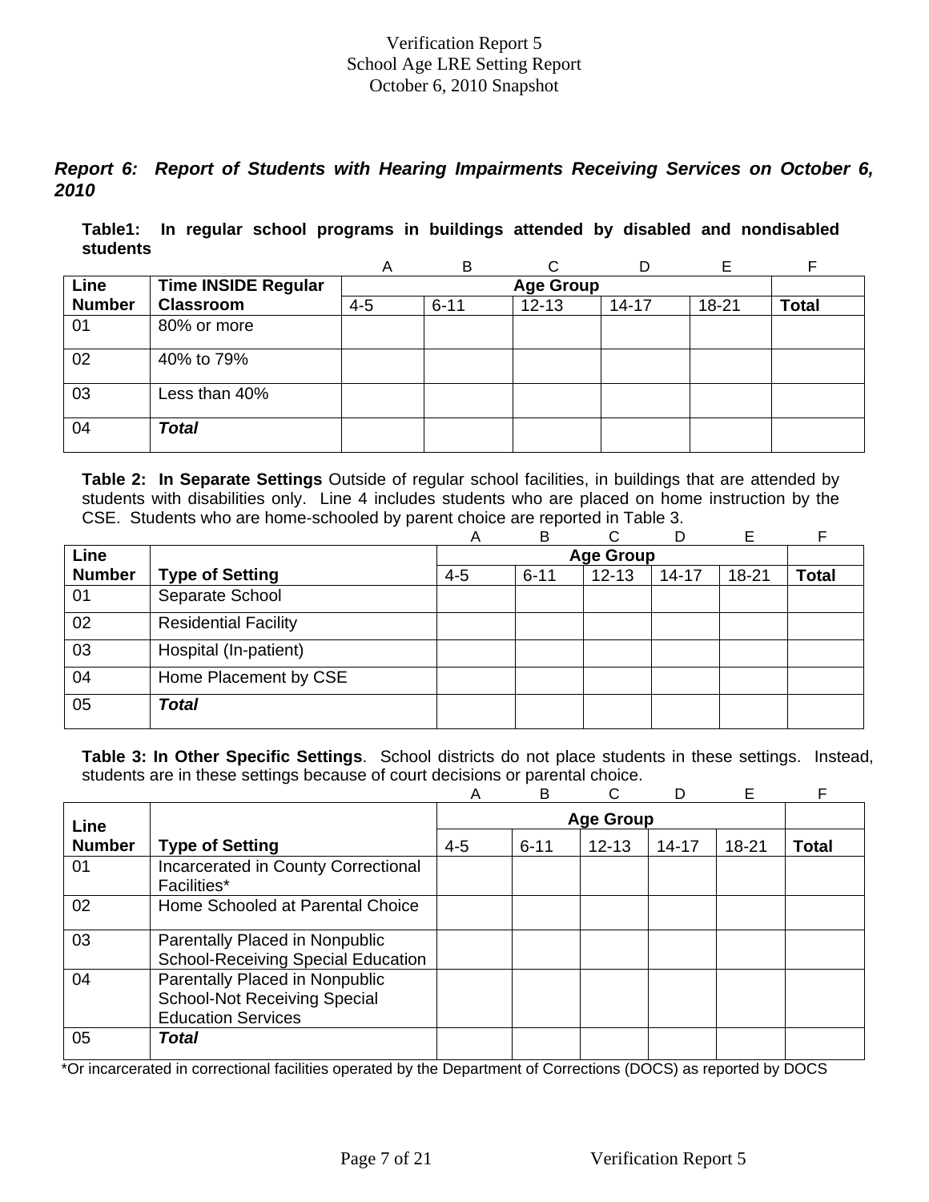Verification Report 5
School Age LRE Setting Report
October 6, 2010 Snapshot

***Report 6: Report of Students with Hearing Impairments Receiving Services on October 6, 2010***

**Table1: In regular school programs in buildings attended by disabled and nondisabled students**

| | | A | B | C | D | E | F |
|---|---|---|---|---|---|---|---|
| **Line Number** | **Time INSIDE Regular Classroom** | **Age Group** | | | | | |
| | | 4-5 | 6-11 | 12-13 | 14-17 | 18-21 | **Total** |
| 01 | 80% or more | | | | | | |
| 02 | 40% to 79% | | | | | | |
| 03 | Less than 40% | | | | | | |
| 04 | ***Total*** | | | | | | |

**Table 2: In Separate Settings** Outside of regular school facilities, in buildings that are attended by students with disabilities only. Line 4 includes students who are placed on home instruction by the CSE. Students who are home-schooled by parent choice are reported in Table 3.

| | | A | B | C | D | E | F |
|---|---|---|---|---|---|---|---|
| **Line Number** | **Type of Setting** | **Age Group** | | | | | |
| | | 4-5 | 6-11 | 12-13 | 14-17 | 18-21 | **Total** |
| 01 | Separate School | | | | | | |
| 02 | Residential Facility | | | | | | |
| 03 | Hospital (In-patient) | | | | | | |
| 04 | Home Placement by CSE | | | | | | |
| 05 | ***Total*** | | | | | | |

**Table 3: In Other Specific Settings**. School districts do not place students in these settings. Instead, students are in these settings because of court decisions or parental choice.

| | | A | B | C | D | E | F |
|---|---|---|---|---|---|---|---|
| **Line Number** | **Type of Setting** | **Age Group** | | | | | |
| | | 4-5 | 6-11 | 12-13 | 14-17 | 18-21 | **Total** |
| 01 | Incarcerated in County Correctional Facilities* | | | | | | |
| 02 | Home Schooled at Parental Choice | | | | | | |
| 03 | Parentally Placed in Nonpublic School-Receiving Special Education | | | | | | |
| 04 | Parentally Placed in Nonpublic School-Not Receiving Special Education Services | | | | | | |
| 05 | ***Total*** | | | | | | |

*Or incarcerated in correctional facilities operated by the Department of Corrections (DOCS) as reported by DOCS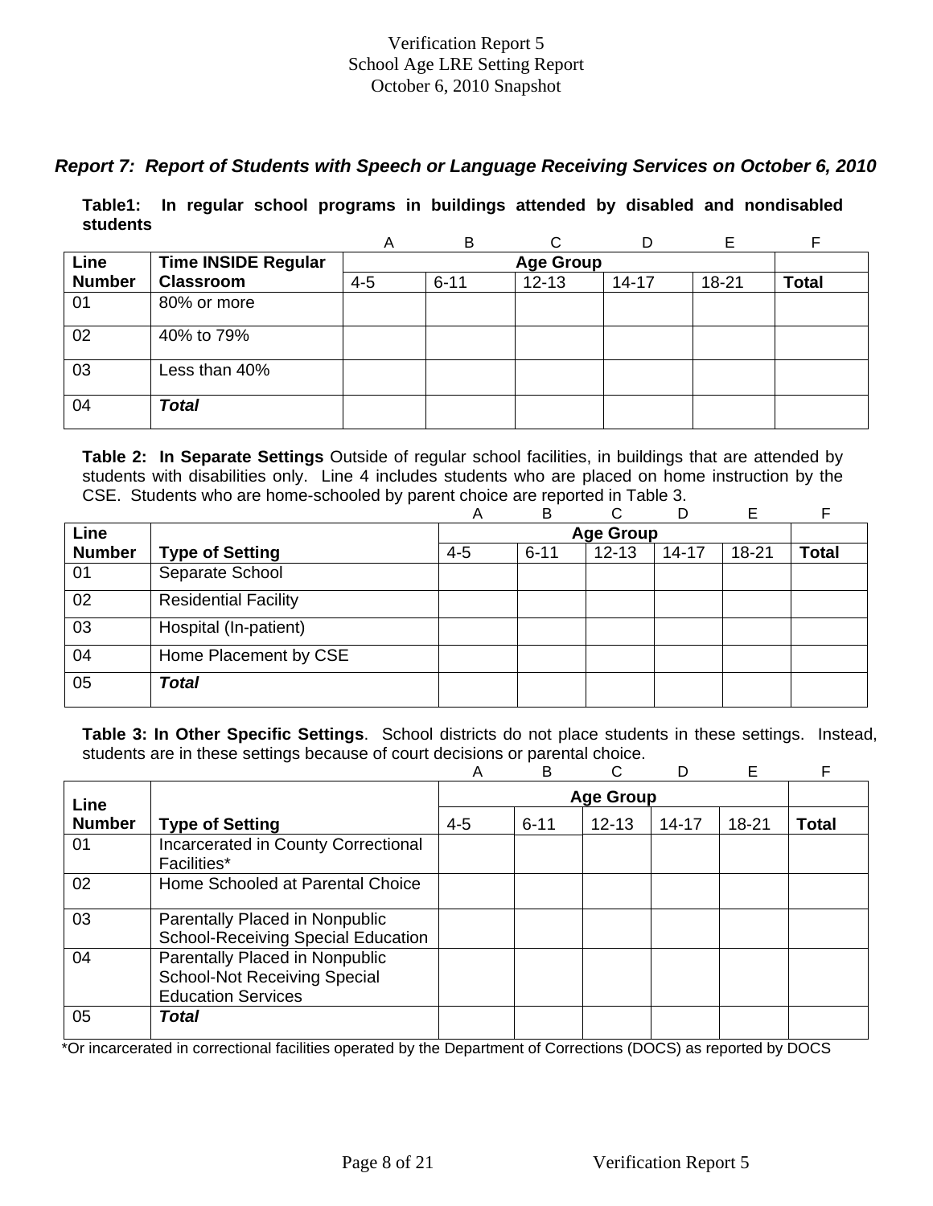Verification Report 5
School Age LRE Setting Report
October 6, 2010 Snapshot

### *Report 7: Report of Students with Speech or Language Receiving Services on October 6, 2010*

**Table1: In regular school programs in buildings attended by disabled and nondisabled students**

| Line Number | Time INSIDE Regular Classroom | A | B | C | D | E | F |
|---|---|---|---|---|---|---|---|
| | | Age Group | | | | | |
| | | 4-5 | 6-11 | 12-13 | 14-17 | 18-21 | Total |
| 01 | 80% or more | | | | | | |
| 02 | 40% to 79% | | | | | | |
| 03 | Less than 40% | | | | | | |
| 04 | ***Total*** | | | | | | |

**Table 2: In Separate Settings** Outside of regular school facilities, in buildings that are attended by students with disabilities only. Line 4 includes students who are placed on home instruction by the CSE. Students who are home-schooled by parent choice are reported in Table 3.

| Line Number | Type of Setting | A | B | C | D | E | F |
|---|---|---|---|---|---|---|---|
| | | Age Group | | | | | |
| | | 4-5 | 6-11 | 12-13 | 14-17 | 18-21 | Total |
| 01 | Separate School | | | | | | |
| 02 | Residential Facility | | | | | | |
| 03 | Hospital (In-patient) | | | | | | |
| 04 | Home Placement by CSE | | | | | | |
| 05 | ***Total*** | | | | | | |

**Table 3: In Other Specific Settings**. School districts do not place students in these settings. Instead, students are in these settings because of court decisions or parental choice.

| Line Number | Type of Setting | A | B | C | D | E | F |
|---|---|---|---|---|---|---|---|
| | | Age Group | | | | | |
| | | 4-5 | 6-11 | 12-13 | 14-17 | 18-21 | Total |
| 01 | Incarcerated in County Correctional Facilities* | | | | | | |
| 02 | Home Schooled at Parental Choice | | | | | | |
| 03 | Parentally Placed in Nonpublic School-Receiving Special Education | | | | | | |
| 04 | Parentally Placed in Nonpublic School-Not Receiving Special Education Services | | | | | | |
| 05 | ***Total*** | | | | | | |

*Or incarcerated in correctional facilities operated by the Department of Corrections (DOCS) as reported by DOCS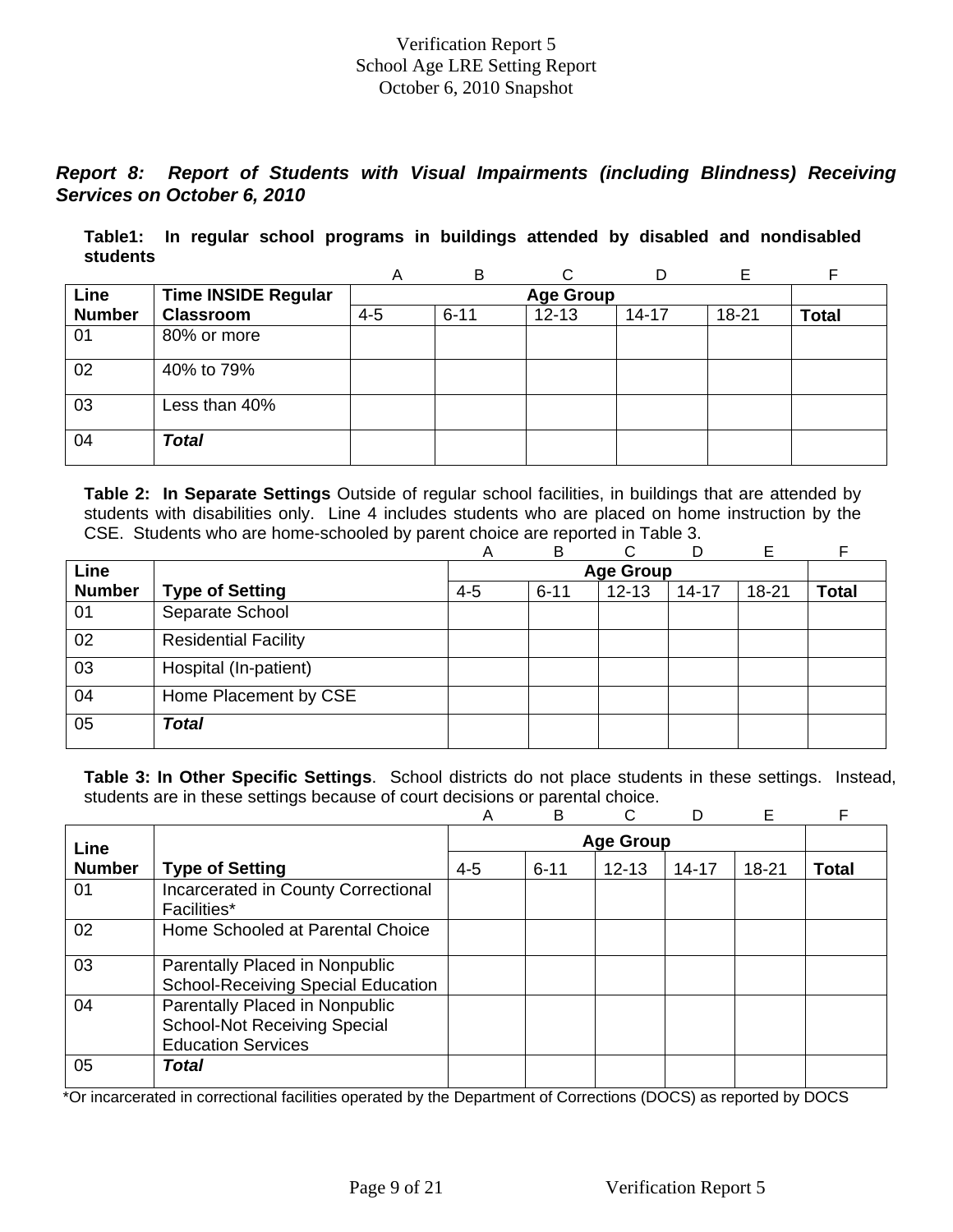Verification Report 5
School Age LRE Setting Report
October 6, 2010 Snapshot

***Report 8: Report of Students with Visual Impairments (including Blindness) Receiving Services on October 6, 2010***

**Table1: In regular school programs in buildings attended by disabled and nondisabled students**

| | | A | B | C | D | E | F |
|---|---|---|---|---|---|---|---|
| **Line Number** | **Time INSIDE Regular Classroom** | **Age Group** | | | | | |
| | | 4-5 | 6-11 | 12-13 | 14-17 | 18-21 | **Total** |
| 01 | 80% or more | | | | | | |
| 02 | 40% to 79% | | | | | | |
| 03 | Less than 40% | | | | | | |
| 04 | ***Total*** | | | | | | |

**Table 2: In Separate Settings** Outside of regular school facilities, in buildings that are attended by students with disabilities only. Line 4 includes students who are placed on home instruction by the CSE. Students who are home-schooled by parent choice are reported in Table 3.

| | | A | B | C | D | E | F |
|---|---|---|---|---|---|---|---|
| **Line Number** | **Type of Setting** | **Age Group** | | | | | |
| | | 4-5 | 6-11 | 12-13 | 14-17 | 18-21 | **Total** |
| 01 | Separate School | | | | | | |
| 02 | Residential Facility | | | | | | |
| 03 | Hospital (In-patient) | | | | | | |
| 04 | Home Placement by CSE | | | | | | |
| 05 | ***Total*** | | | | | | |

**Table 3: In Other Specific Settings**. School districts do not place students in these settings. Instead, students are in these settings because of court decisions or parental choice.

| | | A | B | C | D | E | F |
|---|---|---|---|---|---|---|---|
| **Line Number** | **Type of Setting** | **Age Group** | | | | | |
| | | 4-5 | 6-11 | 12-13 | 14-17 | 18-21 | **Total** |
| 01 | Incarcerated in County Correctional Facilities* | | | | | | |
| 02 | Home Schooled at Parental Choice | | | | | | |
| 03 | Parentally Placed in Nonpublic School-Receiving Special Education | | | | | | |
| 04 | Parentally Placed in Nonpublic School-Not Receiving Special Education Services | | | | | | |
| 05 | ***Total*** | | | | | | |

*Or incarcerated in correctional facilities operated by the Department of Corrections (DOCS) as reported by DOCS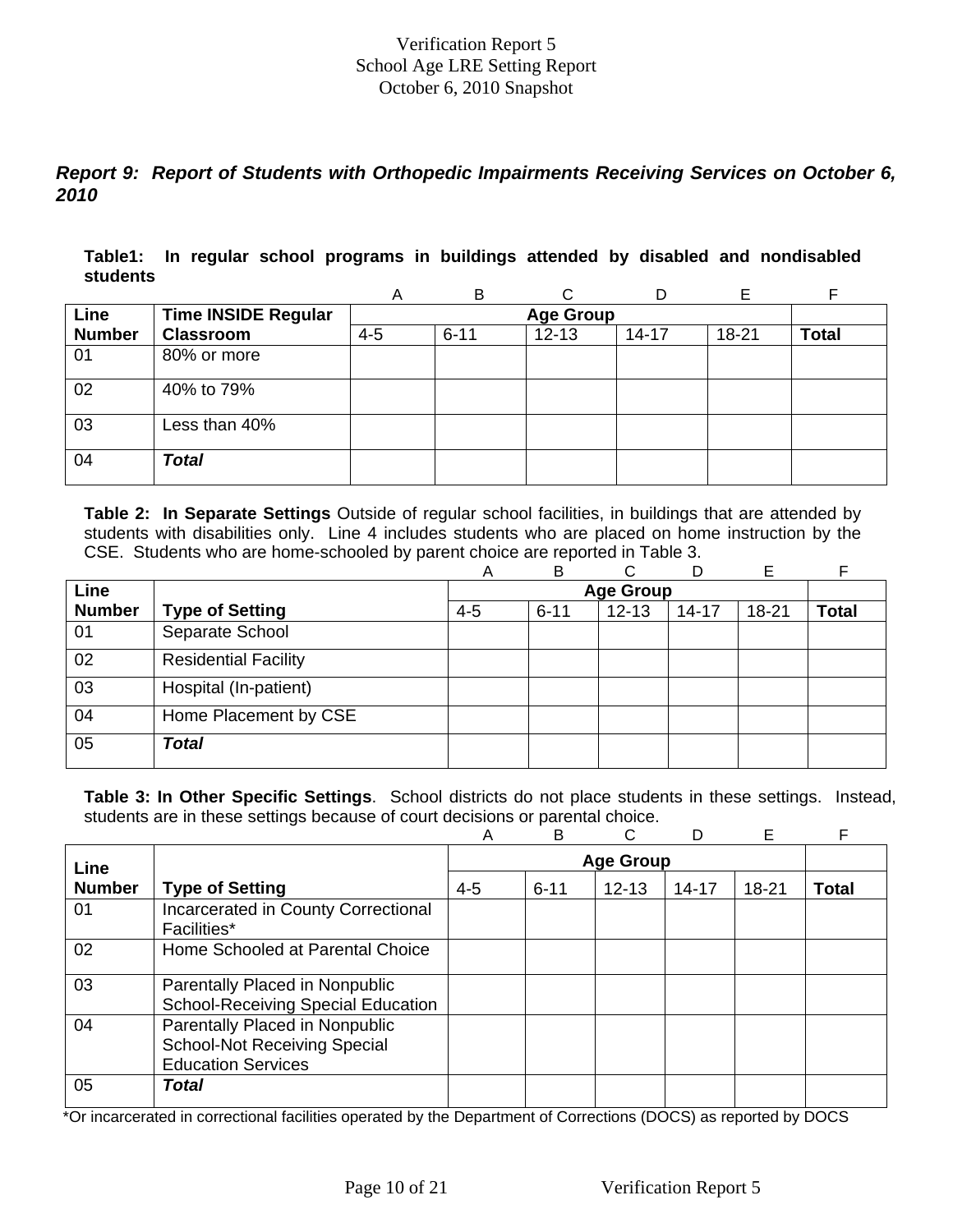Verification Report 5
School Age LRE Setting Report
October 6, 2010 Snapshot

## *Report 9: Report of Students with Orthopedic Impairments Receiving Services on October 6, 2010*

**Table1: In regular school programs in buildings attended by disabled and nondisabled students**

| | | A | B | C | D | E | F |
|---|---|---|---|---|---|---|---|
| **Line Number** | **Time INSIDE Regular Classroom** | **Age Group** | | | | | |
| | | 4-5 | 6-11 | 12-13 | 14-17 | 18-21 | **Total** |
| 01 | 80% or more | | | | | | |
| 02 | 40% to 79% | | | | | | |
| 03 | Less than 40% | | | | | | |
| 04 | ***Total*** | | | | | | |

**Table 2: In Separate Settings** Outside of regular school facilities, in buildings that are attended by students with disabilities only. Line 4 includes students who are placed on home instruction by the CSE. Students who are home-schooled by parent choice are reported in Table 3.

| | | A | B | C | D | E | F |
|---|---|---|---|---|---|---|---|
| **Line Number** | **Type of Setting** | **Age Group** | | | | | |
| | | 4-5 | 6-11 | 12-13 | 14-17 | 18-21 | **Total** |
| 01 | Separate School | | | | | | |
| 02 | Residential Facility | | | | | | |
| 03 | Hospital (In-patient) | | | | | | |
| 04 | Home Placement by CSE | | | | | | |
| 05 | ***Total*** | | | | | | |

**Table 3: In Other Specific Settings**. School districts do not place students in these settings. Instead, students are in these settings because of court decisions or parental choice.

| | | A | B | C | D | E | F |
|---|---|---|---|---|---|---|---|
| **Line Number** | **Type of Setting** | **Age Group** | | | | | |
| | | 4-5 | 6-11 | 12-13 | 14-17 | 18-21 | **Total** |
| 01 | Incarcerated in County Correctional Facilities* | | | | | | |
| 02 | Home Schooled at Parental Choice | | | | | | |
| 03 | Parentally Placed in Nonpublic School-Receiving Special Education | | | | | | |
| 04 | Parentally Placed in Nonpublic School-Not Receiving Special Education Services | | | | | | |
| 05 | ***Total*** | | | | | | |

*Or incarcerated in correctional facilities operated by the Department of Corrections (DOCS) as reported by DOCS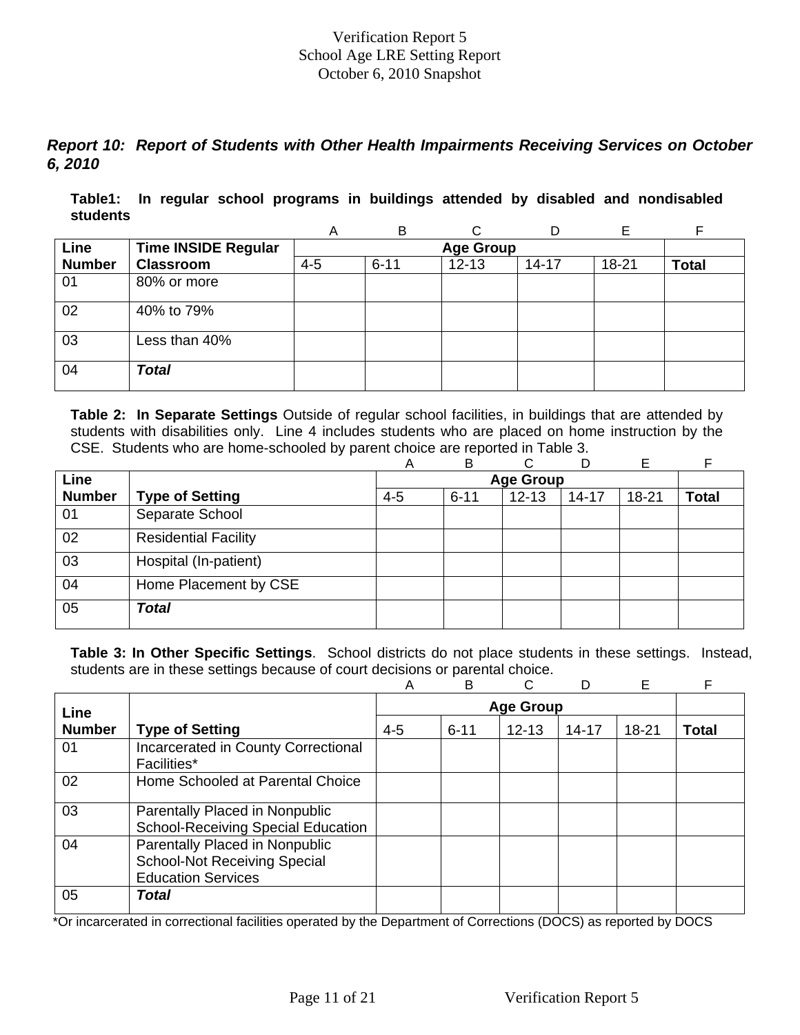Verification Report 5
School Age LRE Setting Report
October 6, 2010 Snapshot

***Report 10: Report of Students with Other Health Impairments Receiving Services on October 6, 2010***

**Table1: In regular school programs in buildings attended by disabled and nondisabled students**

| | | A | B | C | D | E | F |
|---|---|---|---|---|---|---|---|
| **Line Number** | **Time INSIDE Regular Classroom** | **Age Group** | | | | | |
| | | 4-5 | 6-11 | 12-13 | 14-17 | 18-21 | **Total** |
| 01 | 80% or more | | | | | | |
| 02 | 40% to 79% | | | | | | |
| 03 | Less than 40% | | | | | | |
| 04 | ***Total*** | | | | | | |

**Table 2: In Separate Settings** Outside of regular school facilities, in buildings that are attended by students with disabilities only. Line 4 includes students who are placed on home instruction by the CSE. Students who are home-schooled by parent choice are reported in Table 3.

| | | A | B | C | D | E | F |
|---|---|---|---|---|---|---|---|
| **Line Number** | **Type of Setting** | **Age Group** | | | | | |
| | | 4-5 | 6-11 | 12-13 | 14-17 | 18-21 | **Total** |
| 01 | Separate School | | | | | | |
| 02 | Residential Facility | | | | | | |
| 03 | Hospital (In-patient) | | | | | | |
| 04 | Home Placement by CSE | | | | | | |
| 05 | ***Total*** | | | | | | |

**Table 3: In Other Specific Settings**. School districts do not place students in these settings. Instead, students are in these settings because of court decisions or parental choice.

| | | A | B | C | D | E | F |
|---|---|---|---|---|---|---|---|
| **Line Number** | **Type of Setting** | **Age Group** | | | | | |
| | | 4-5 | 6-11 | 12-13 | 14-17 | 18-21 | **Total** |
| 01 | Incarcerated in County Correctional Facilities* | | | | | | |
| 02 | Home Schooled at Parental Choice | | | | | | |
| 03 | Parentally Placed in Nonpublic School-Receiving Special Education | | | | | | |
| 04 | Parentally Placed in Nonpublic School-Not Receiving Special Education Services | | | | | | |
| 05 | ***Total*** | | | | | | |

*Or incarcerated in correctional facilities operated by the Department of Corrections (DOCS) as reported by DOCS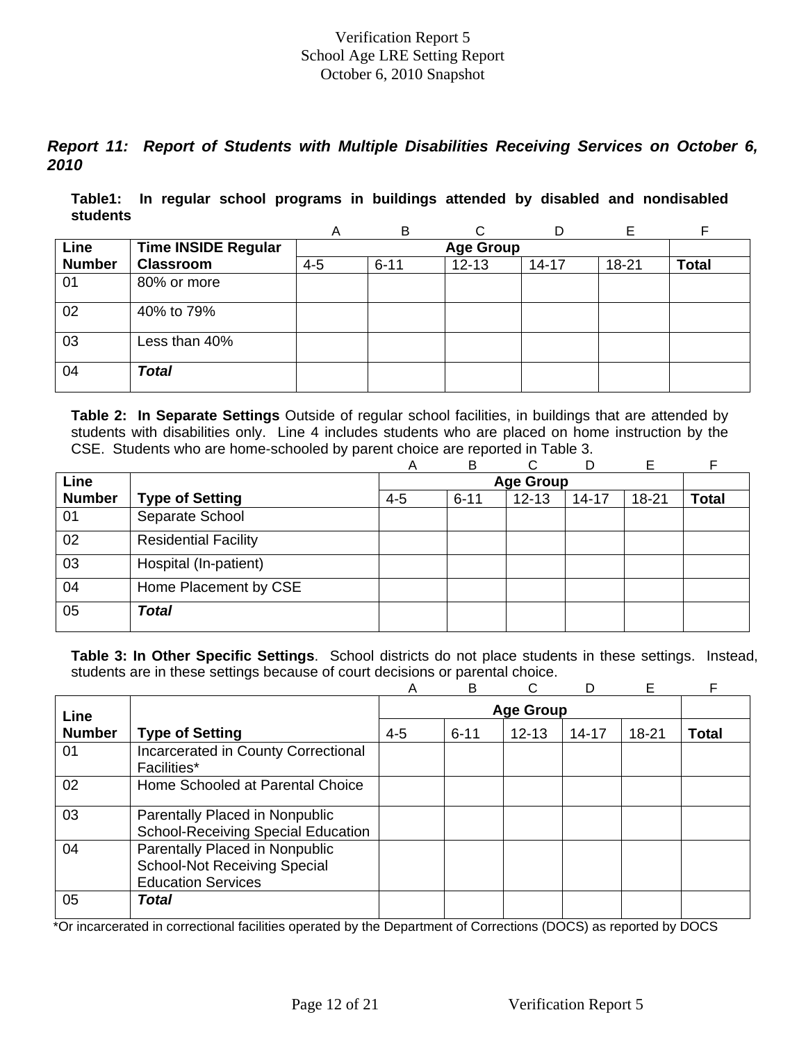Verification Report 5
School Age LRE Setting Report
October 6, 2010 Snapshot

### *Report 11: Report of Students with Multiple Disabilities Receiving Services on October 6, 2010*

**Table1: In regular school programs in buildings attended by disabled and nondisabled students**

| | | A | B | C | D | E | F |
|---|---|---|---|---|---|---|---|
| **Line Number** | **Time INSIDE Regular Classroom** | **Age Group** | | | | | |
| | | 4-5 | 6-11 | 12-13 | 14-17 | 18-21 | **Total** |
| 01 | 80% or more | | | | | | |
| 02 | 40% to 79% | | | | | | |
| 03 | Less than 40% | | | | | | |
| 04 | ***Total*** | | | | | | |

**Table 2: In Separate Settings** Outside of regular school facilities, in buildings that are attended by students with disabilities only. Line 4 includes students who are placed on home instruction by the CSE. Students who are home-schooled by parent choice are reported in Table 3.

| | | A | B | C | D | E | F |
|---|---|---|---|---|---|---|---|
| **Line Number** | **Type of Setting** | **Age Group** | | | | | |
| | | 4-5 | 6-11 | 12-13 | 14-17 | 18-21 | **Total** |
| 01 | Separate School | | | | | | |
| 02 | Residential Facility | | | | | | |
| 03 | Hospital (In-patient) | | | | | | |
| 04 | Home Placement by CSE | | | | | | |
| 05 | ***Total*** | | | | | | |

**Table 3: In Other Specific Settings**. School districts do not place students in these settings. Instead, students are in these settings because of court decisions or parental choice.

| | | A | B | C | D | E | F |
|---|---|---|---|---|---|---|---|
| **Line Number** | **Type of Setting** | **Age Group** | | | | | |
| | | 4-5 | 6-11 | 12-13 | 14-17 | 18-21 | **Total** |
| 01 | Incarcerated in County Correctional Facilities* | | | | | | |
| 02 | Home Schooled at Parental Choice | | | | | | |
| 03 | Parentally Placed in Nonpublic School-Receiving Special Education | | | | | | |
| 04 | Parentally Placed in Nonpublic School-Not Receiving Special Education Services | | | | | | |
| 05 | ***Total*** | | | | | | |

*Or incarcerated in correctional facilities operated by the Department of Corrections (DOCS) as reported by DOCS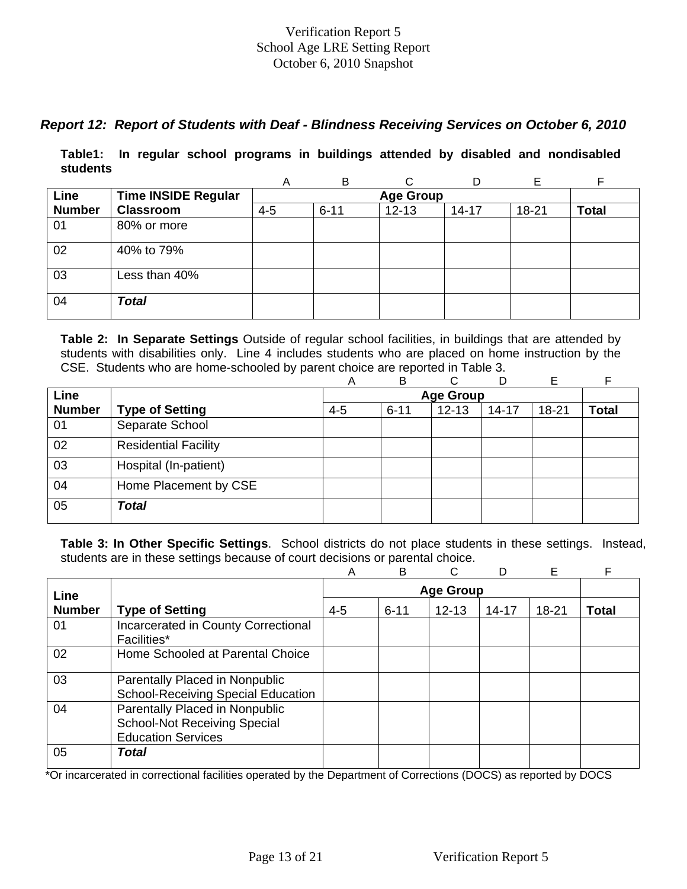Verification Report 5
School Age LRE Setting Report
October 6, 2010 Snapshot

### *Report 12: Report of Students with Deaf - Blindness Receiving Services on October 6, 2010*

**Table1: In regular school programs in buildings attended by disabled and nondisabled students**

| | | A | B | C | D | E | F |
|---|---|---|---|---|---|---|---|
| **Line Number** | **Time INSIDE Regular Classroom** | **Age Group** | | | | | |
| | | 4-5 | 6-11 | 12-13 | 14-17 | 18-21 | **Total** |
| 01 | 80% or more | | | | | | |
| 02 | 40% to 79% | | | | | | |
| 03 | Less than 40% | | | | | | |
| 04 | ***Total*** | | | | | | |

**Table 2: In Separate Settings** Outside of regular school facilities, in buildings that are attended by students with disabilities only. Line 4 includes students who are placed on home instruction by the CSE. Students who are home-schooled by parent choice are reported in Table 3.

| | | A | B | C | D | E | F |
|---|---|---|---|---|---|---|---|
| **Line Number** | **Type of Setting** | **Age Group** | | | | | |
| | | 4-5 | 6-11 | 12-13 | 14-17 | 18-21 | **Total** |
| 01 | Separate School | | | | | | |
| 02 | Residential Facility | | | | | | |
| 03 | Hospital (In-patient) | | | | | | |
| 04 | Home Placement by CSE | | | | | | |
| 05 | ***Total*** | | | | | | |

**Table 3: In Other Specific Settings**. School districts do not place students in these settings. Instead, students are in these settings because of court decisions or parental choice.

| | | A | B | C | D | E | F |
|---|---|---|---|---|---|---|---|
| **Line Number** | **Type of Setting** | **Age Group** | | | | | |
| | | 4-5 | 6-11 | 12-13 | 14-17 | 18-21 | **Total** |
| 01 | Incarcerated in County Correctional Facilities* | | | | | | |
| 02 | Home Schooled at Parental Choice | | | | | | |
| 03 | Parentally Placed in Nonpublic School-Receiving Special Education | | | | | | |
| 04 | Parentally Placed in Nonpublic School-Not Receiving Special Education Services | | | | | | |
| 05 | ***Total*** | | | | | | |

*Or incarcerated in correctional facilities operated by the Department of Corrections (DOCS) as reported by DOCS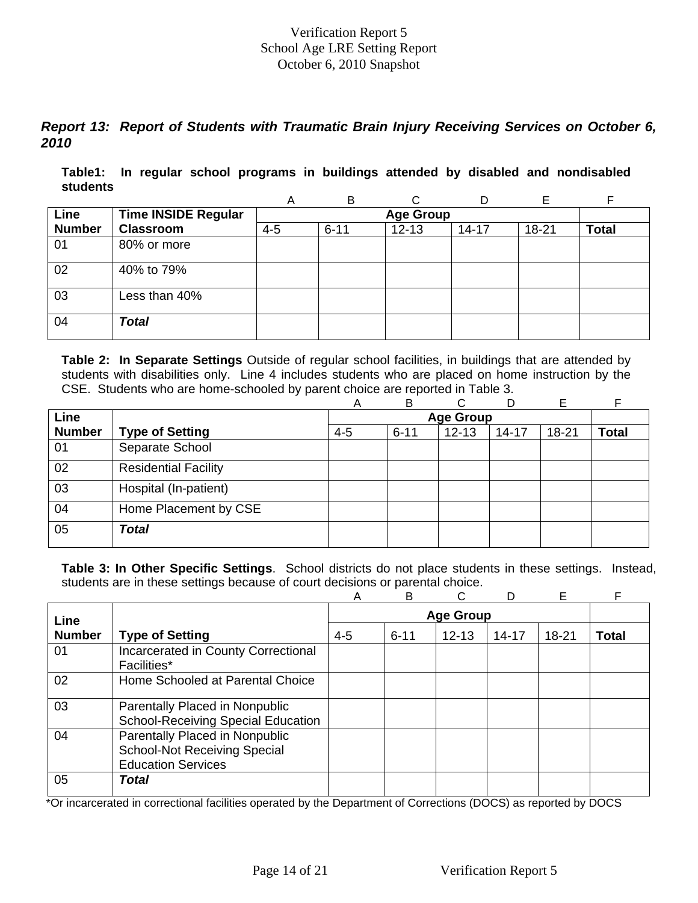Verification Report 5
School Age LRE Setting Report
October 6, 2010 Snapshot

***Report 13: Report of Students with Traumatic Brain Injury Receiving Services on October 6, 2010***

**Table1: In regular school programs in buildings attended by disabled and nondisabled students**

| | | A | B | C | D | E | F |
|---|---|---|---|---|---|---|---|
| **Line Number** | **Time INSIDE Regular Classroom** | **Age Group** | | | | | |
| | | 4-5 | 6-11 | 12-13 | 14-17 | 18-21 | **Total** |
| 01 | 80% or more | | | | | | |
| 02 | 40% to 79% | | | | | | |
| 03 | Less than 40% | | | | | | |
| 04 | ***Total*** | | | | | | |

**Table 2: In Separate Settings** Outside of regular school facilities, in buildings that are attended by students with disabilities only. Line 4 includes students who are placed on home instruction by the CSE. Students who are home-schooled by parent choice are reported in Table 3.

| | | A | B | C | D | E | F |
|---|---|---|---|---|---|---|---|
| **Line Number** | **Type of Setting** | **Age Group** | | | | | |
| | | 4-5 | 6-11 | 12-13 | 14-17 | 18-21 | **Total** |
| 01 | Separate School | | | | | | |
| 02 | Residential Facility | | | | | | |
| 03 | Hospital (In-patient) | | | | | | |
| 04 | Home Placement by CSE | | | | | | |
| 05 | ***Total*** | | | | | | |

**Table 3: In Other Specific Settings**. School districts do not place students in these settings. Instead, students are in these settings because of court decisions or parental choice.

| | | A | B | C | D | E | F |
|---|---|---|---|---|---|---|---|
| **Line Number** | **Type of Setting** | **Age Group** | | | | | |
| | | 4-5 | 6-11 | 12-13 | 14-17 | 18-21 | **Total** |
| 01 | Incarcerated in County Correctional Facilities* | | | | | | |
| 02 | Home Schooled at Parental Choice | | | | | | |
| 03 | Parentally Placed in Nonpublic School-Receiving Special Education | | | | | | |
| 04 | Parentally Placed in Nonpublic School-Not Receiving Special Education Services | | | | | | |
| 05 | ***Total*** | | | | | | |

*Or incarcerated in correctional facilities operated by the Department of Corrections (DOCS) as reported by DOCS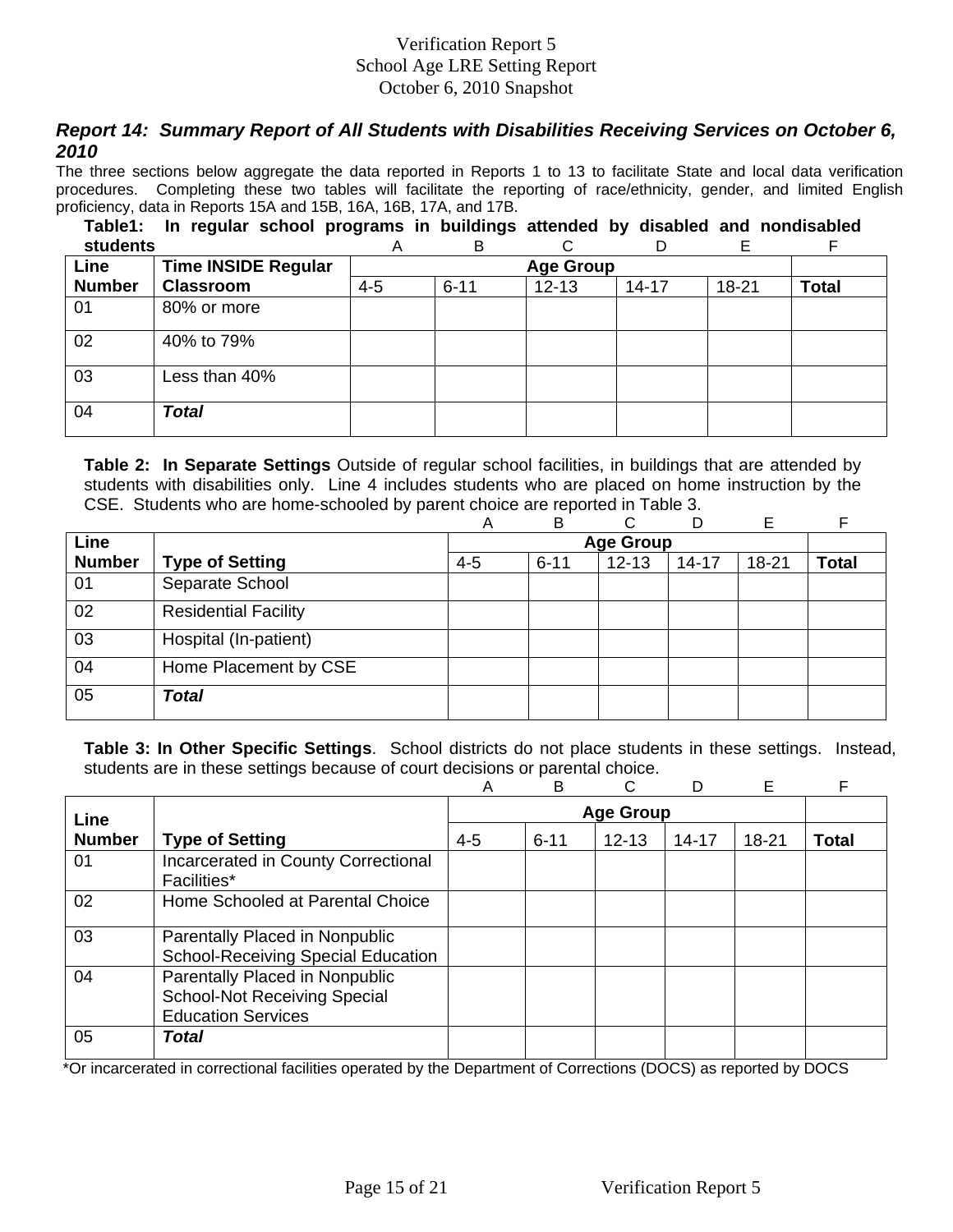Verification Report 5
School Age LRE Setting Report
October 6, 2010 Snapshot

### *Report 14: Summary Report of All Students with Disabilities Receiving Services on October 6, 2010*

The three sections below aggregate the data reported in Reports 1 to 13 to facilitate State and local data verification procedures. Completing these two tables will facilitate the reporting of race/ethnicity, gender, and limited English proficiency, data in Reports 15A and 15B, 16A, 16B, 17A, and 17B.

**Table1: In regular school programs in buildings attended by disabled and nondisabled students**

| | | A | B | C | D | E | F |
|---|---|---|---|---|---|---|---|
| **Line Number** | **Time INSIDE Regular Classroom** | **Age Group** | | | | | |
| | | 4-5 | 6-11 | 12-13 | 14-17 | 18-21 | **Total** |
| 01 | 80% or more | | | | | | |
| 02 | 40% to 79% | | | | | | |
| 03 | Less than 40% | | | | | | |
| 04 | ***Total*** | | | | | | |

**Table 2: In Separate Settings** Outside of regular school facilities, in buildings that are attended by students with disabilities only. Line 4 includes students who are placed on home instruction by the CSE. Students who are home-schooled by parent choice are reported in Table 3.

| | | A | B | C | D | E | F |
|---|---|---|---|---|---|---|---|
| **Line Number** | **Type of Setting** | **Age Group** | | | | | |
| | | 4-5 | 6-11 | 12-13 | 14-17 | 18-21 | **Total** |
| 01 | Separate School | | | | | | |
| 02 | Residential Facility | | | | | | |
| 03 | Hospital (In-patient) | | | | | | |
| 04 | Home Placement by CSE | | | | | | |
| 05 | ***Total*** | | | | | | |

**Table 3: In Other Specific Settings**. School districts do not place students in these settings. Instead, students are in these settings because of court decisions or parental choice.

| | | A | B | C | D | E | F |
|---|---|---|---|---|---|---|---|
| **Line Number** | **Type of Setting** | **Age Group** | | | | | |
| | | 4-5 | 6-11 | 12-13 | 14-17 | 18-21 | **Total** |
| 01 | Incarcerated in County Correctional Facilities* | | | | | | |
| 02 | Home Schooled at Parental Choice | | | | | | |
| 03 | Parentally Placed in Nonpublic School-Receiving Special Education | | | | | | |
| 04 | Parentally Placed in Nonpublic School-Not Receiving Special Education Services | | | | | | |
| 05 | ***Total*** | | | | | | |

*Or incarcerated in correctional facilities operated by the Department of Corrections (DOCS) as reported by DOCS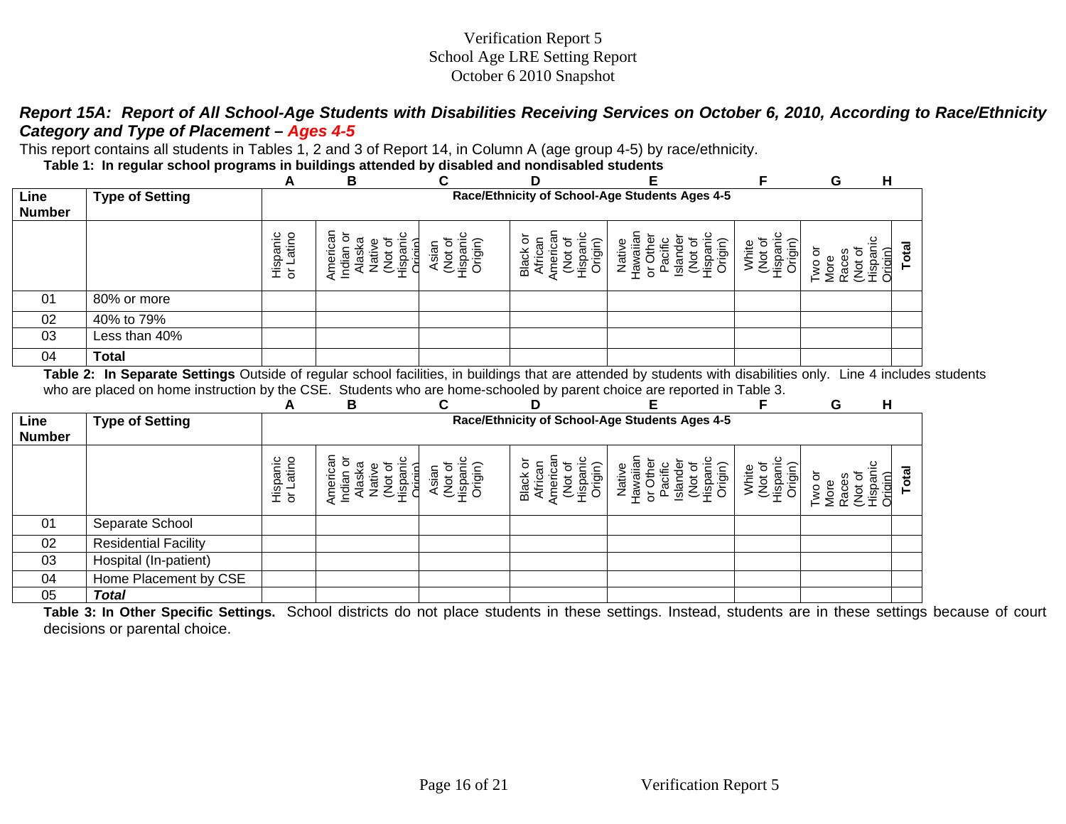Verification Report 5
School Age LRE Setting Report
October 6 2010 Snapshot

***Report 15A: Report of All School-Age Students with Disabilities Receiving Services on October 6, 2010, According to Race/Ethnicity Category and Type of Placement – Ages 4-5***

This report contains all students in Tables 1, 2 and 3 of Report 14, in Column A (age group 4-5) by race/ethnicity.

**Table 1: In regular school programs in buildings attended by disabled and nondisabled students**

| | | A | B | C | D | E | F | G | H |
|---|---|---|---|---|---|---|---|---|---|
| **Line Number** | **Type of Setting** | **Race/Ethnicity of School-Age Students Ages 4-5** | | | | | | | |
| | | Hispanic or Latino | American Indian or Alaska Native (Not of Hispanic Origin) | Asian (Not of Hispanic Origin) | Black or African American (Not of Hispanic Origin) | Native Hawaiian or Other Pacific Islander (Not of Hispanic Origin) | White (Not of Hispanic Origin) | Two or More Races (Not of Hispanic Origin) | **Total** |
| 01 | 80% or more | | | | | | | | |
| 02 | 40% to 79% | | | | | | | | |
| 03 | Less than 40% | | | | | | | | |
| 04 | **Total** | | | | | | | | |

**Table 2: In Separate Settings** Outside of regular school facilities, in buildings that are attended by students with disabilities only. Line 4 includes students who are placed on home instruction by the CSE. Students who are home-schooled by parent choice are reported in Table 3.

| | | A | B | C | D | E | F | G | H |
|---|---|---|---|---|---|---|---|---|---|
| **Line Number** | **Type of Setting** | **Race/Ethnicity of School-Age Students Ages 4-5** | | | | | | | |
| | | Hispanic or Latino | American Indian or Alaska Native (Not of Hispanic Origin) | Asian (Not of Hispanic Origin) | Black or African American (Not of Hispanic Origin) | Native Hawaiian or Other Pacific Islander (Not of Hispanic Origin) | White (Not of Hispanic Origin) | Two or More Races (Not of Hispanic Origin) | **Total** |
| 01 | Separate School | | | | | | | | |
| 02 | Residential Facility | | | | | | | | |
| 03 | Hospital (In-patient) | | | | | | | | |
| 04 | Home Placement by CSE | | | | | | | | |
| 05 | ***Total*** | | | | | | | | |

**Table 3: In Other Specific Settings.** School districts do not place students in these settings. Instead, students are in these settings because of court decisions or parental choice.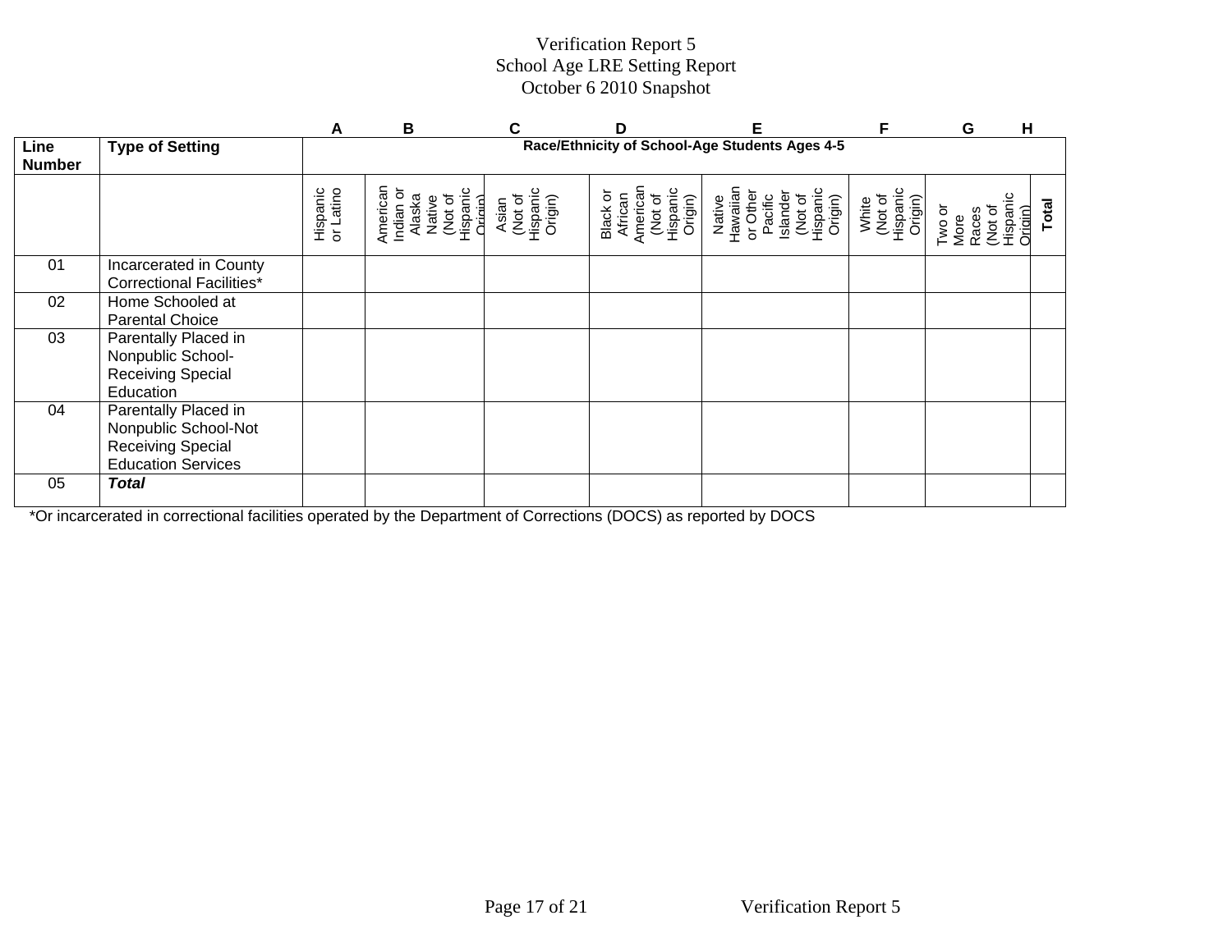# Verification Report 5
## School Age LRE Setting Report
### October 6 2010 Snapshot

| | | A | B | C | D | E | F | G | H |
|---|---|---|---|---|---|---|---|---|---|
| **Line Number** | **Type of Setting** | **Race/Ethnicity of School-Age Students Ages 4-5** | | | | | | | |
| | | Hispanic or Latino | American Indian or Alaska Native (Not of Hispanic Origin) | Asian (Not of Hispanic Origin) | Black or African American (Not of Hispanic Origin) | Native Hawaiian or Other Pacific Islander (Not of Hispanic Origin) | White (Not of Hispanic Origin) | Two or More Races (Not of Hispanic Origin) | **Total** |
| 01 | Incarcerated in County Correctional Facilities* | | | | | | | | |
| 02 | Home Schooled at Parental Choice | | | | | | | | |
| 03 | Parentally Placed in Nonpublic School-Receiving Special Education | | | | | | | | |
| 04 | Parentally Placed in Nonpublic School-Not Receiving Special Education Services | | | | | | | | |
| 05 | ***Total*** | | | | | | | | |

*Or incarcerated in correctional facilities operated by the Department of Corrections (DOCS) as reported by DOCS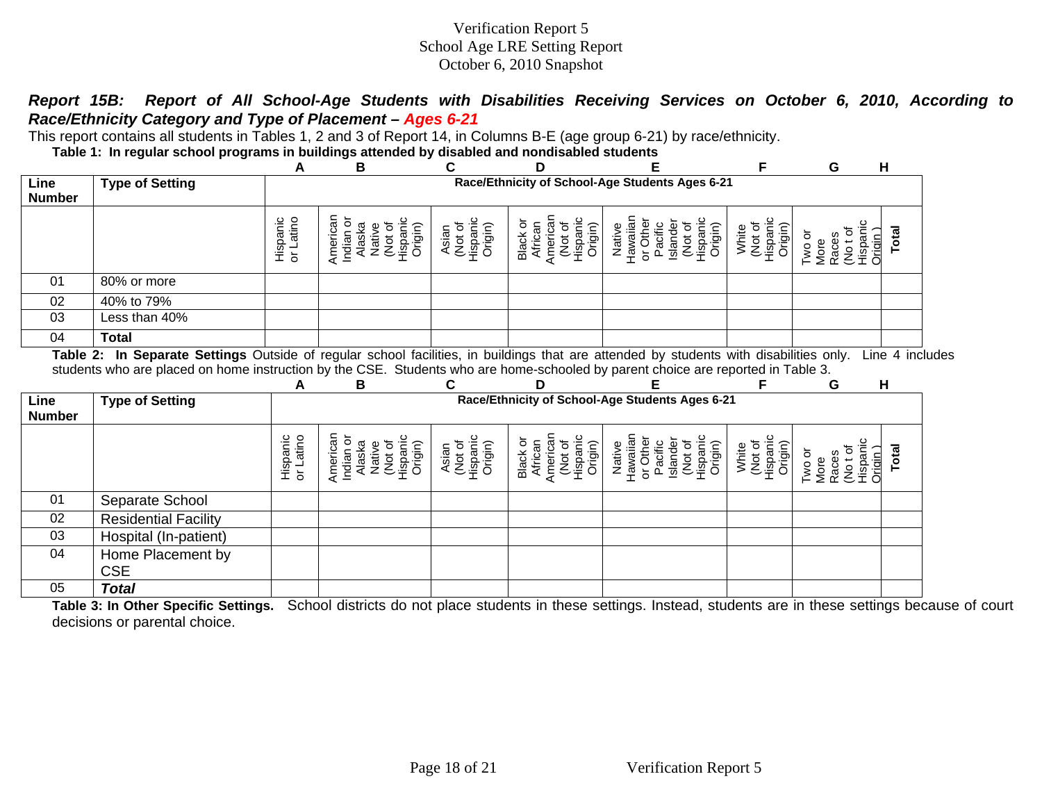Verification Report 5
School Age LRE Setting Report
October 6, 2010 Snapshot

***Report 15B: Report of All School-Age Students with Disabilities Receiving Services on October 6, 2010, According to Race/Ethnicity Category and Type of Placement – Ages 6-21***

This report contains all students in Tables 1, 2 and 3 of Report 14, in Columns B-E (age group 6-21) by race/ethnicity.

**Table 1: In regular school programs in buildings attended by disabled and nondisabled students**

| Line Number | Type of Setting | A | B | C | D | E | F | G | H |
|---|---|---|---|---|---|---|---|---|---|
| | | Race/Ethnicity of School-Age Students Ages 6-21 | | | | | | | |
| | | Hispanic or Latino | American Indian or Alaska Native (Not of Hispanic Origin) | Asian (Not of Hispanic Origin) | Black or African American (Not of Hispanic Origin) | Native Hawaiian or Other Pacific Islander (Not of Hispanic Origin) | White (Not of Hispanic Origin) | Two or More Races (Not of Hispanic Origin) | **Total** |
| 01 | 80% or more | | | | | | | | |
| 02 | 40% to 79% | | | | | | | | |
| 03 | Less than 40% | | | | | | | | |
| 04 | **Total** | | | | | | | | |

**Table 2: In Separate Settings** Outside of regular school facilities, in buildings that are attended by students with disabilities only. Line 4 includes students who are placed on home instruction by the CSE. Students who are home-schooled by parent choice are reported in Table 3.

| Line Number | Type of Setting | A | B | C | D | E | F | G | H |
|---|---|---|---|---|---|---|---|---|---|
| | | Race/Ethnicity of School-Age Students Ages 6-21 | | | | | | | |
| | | Hispanic or Latino | American Indian or Alaska Native (Not of Hispanic Origin) | Asian (Not of Hispanic Origin) | Black or African American (Not of Hispanic Origin) | Native Hawaiian or Other Pacific Islander (Not of Hispanic Origin) | White (Not of Hispanic Origin) | Two or More Races (Not of Hispanic Origin) | **Total** |
| 01 | Separate School | | | | | | | | |
| 02 | Residential Facility | | | | | | | | |
| 03 | Hospital (In-patient) | | | | | | | | |
| 04 | Home Placement by CSE | | | | | | | | |
| 05 | ***Total*** | | | | | | | | |

**Table 3: In Other Specific Settings.** School districts do not place students in these settings. Instead, students are in these settings because of court decisions or parental choice.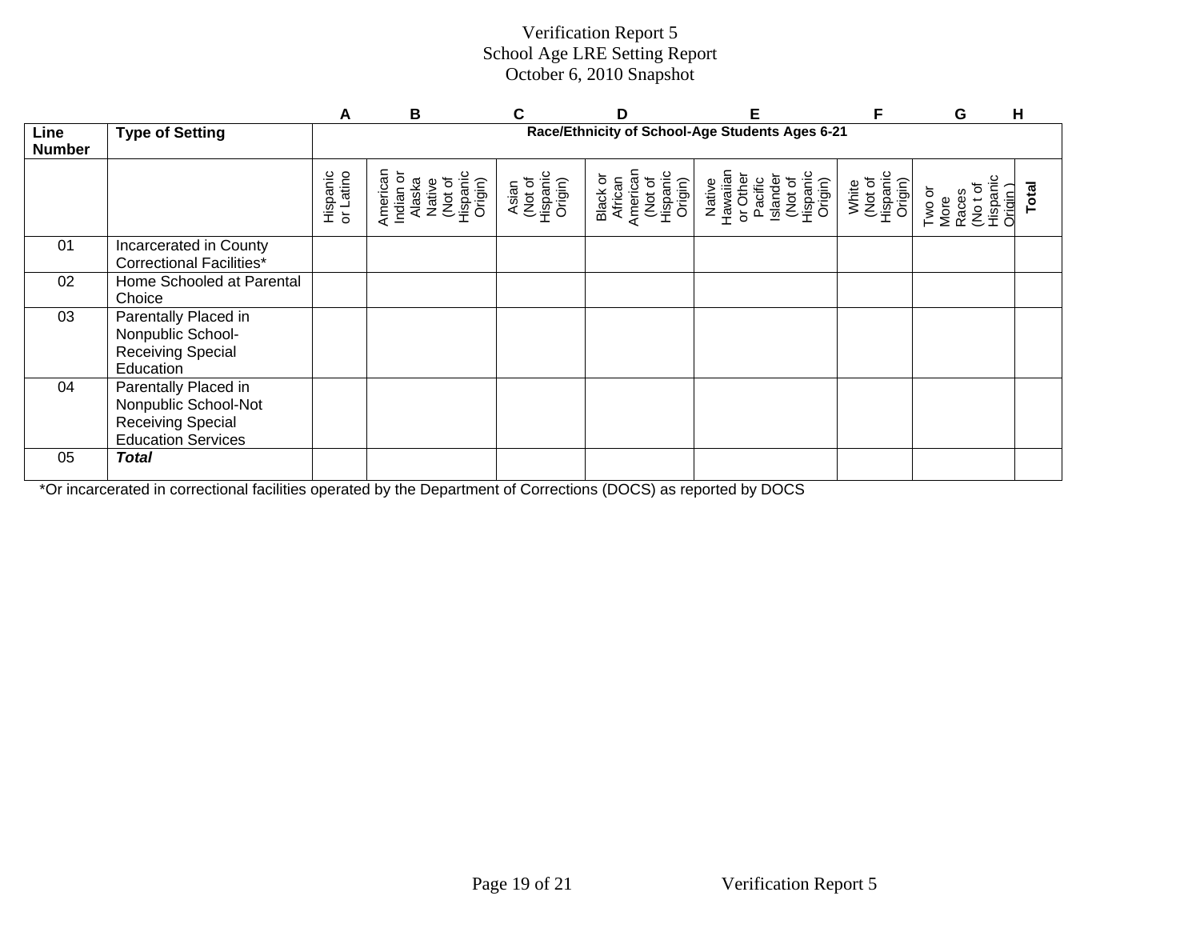# Verification Report 5
## School Age LRE Setting Report
### October 6, 2010 Snapshot

| | | A | B | C | D | E | F | G | H |
|---|---|---|---|---|---|---|---|---|---|
| **Line Number** | **Type of Setting** | **Race/Ethnicity of School-Age Students Ages 6-21** | | | | | | | |
| | | Hispanic or Latino | American Indian or Alaska Native (Not of Hispanic Origin) | Asian (Not of Hispanic Origin) | Black or African American (Not of Hispanic Origin) | Native Hawaiian or Other Pacific Islander (Not of Hispanic Origin) | White (Not of Hispanic Origin) | Two or More Races (No t of Hispanic Origin ) | **Total** |
| 01 | Incarcerated in County Correctional Facilities* | | | | | | | | |
| 02 | Home Schooled at Parental Choice | | | | | | | | |
| 03 | Parentally Placed in Nonpublic School-Receiving Special Education | | | | | | | | |
| 04 | Parentally Placed in Nonpublic School-Not Receiving Special Education Services | | | | | | | | |
| 05 | ***Total*** | | | | | | | | |

*Or incarcerated in correctional facilities operated by the Department of Corrections (DOCS) as reported by DOCS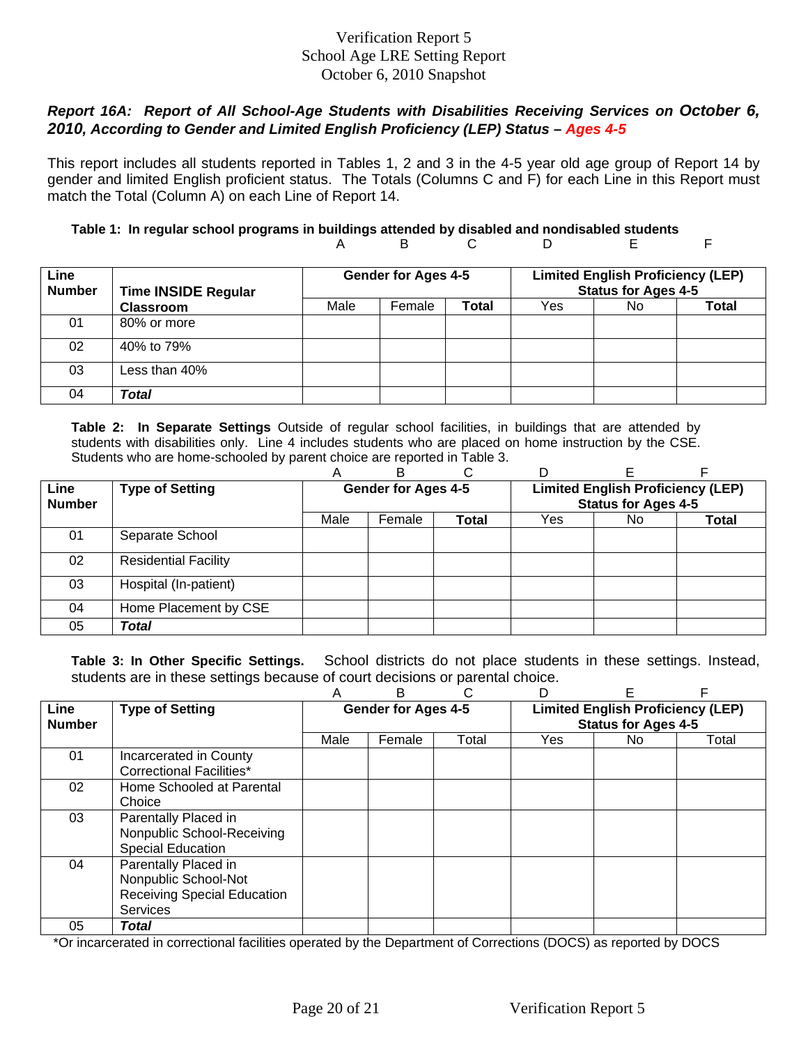Verification Report 5
School Age LRE Setting Report
October 6, 2010 Snapshot

***Report 16A: Report of All School-Age Students with Disabilities Receiving Services on October 6, 2010, According to Gender and Limited English Proficiency (LEP) Status – Ages 4-5***

This report includes all students reported in Tables 1, 2 and 3 in the 4-5 year old age group of Report 14 by gender and limited English proficient status. The Totals (Columns C and F) for each Line in this Report must match the Total (Column A) on each Line of Report 14.

**Table 1: In regular school programs in buildings attended by disabled and nondisabled students**

| | | A | B | C | D | E | F |
|---|---|---|---|---|---|---|---|
| **Line Number** | **Time INSIDE Regular Classroom** | **Gender for Ages 4-5** | | | **Limited English Proficiency (LEP) Status for Ages 4-5** | | |
| | | Male | Female | **Total** | Yes | No | **Total** |
| 01 | 80% or more | | | | | | |
| 02 | 40% to 79% | | | | | | |
| 03 | Less than 40% | | | | | | |
| 04 | ***Total*** | | | | | | |

**Table 2: In Separate Settings** Outside of regular school facilities, in buildings that are attended by students with disabilities only. Line 4 includes students who are placed on home instruction by the CSE. Students who are home-schooled by parent choice are reported in Table 3.

| | | A | B | C | D | E | F |
|---|---|---|---|---|---|---|---|
| **Line Number** | **Type of Setting** | **Gender for Ages 4-5** | | | **Limited English Proficiency (LEP) Status for Ages 4-5** | | |
| | | Male | Female | **Total** | Yes | No | **Total** |
| 01 | Separate School | | | | | | |
| 02 | Residential Facility | | | | | | |
| 03 | Hospital (In-patient) | | | | | | |
| 04 | Home Placement by CSE | | | | | | |
| 05 | ***Total*** | | | | | | |

**Table 3: In Other Specific Settings.** School districts do not place students in these settings. Instead, students are in these settings because of court decisions or parental choice.

| | | A | B | C | D | E | F |
|---|---|---|---|---|---|---|---|
| **Line Number** | **Type of Setting** | **Gender for Ages 4-5** | | | **Limited English Proficiency (LEP) Status for Ages 4-5** | | |
| | | Male | Female | Total | Yes | No | Total |
| 01 | Incarcerated in County Correctional Facilities* | | | | | | |
| 02 | Home Schooled at Parental Choice | | | | | | |
| 03 | Parentally Placed in Nonpublic School-Receiving Special Education | | | | | | |
| 04 | Parentally Placed in Nonpublic School-Not Receiving Special Education Services | | | | | | |
| 05 | ***Total*** | | | | | | |

*Or incarcerated in correctional facilities operated by the Department of Corrections (DOCS) as reported by DOCS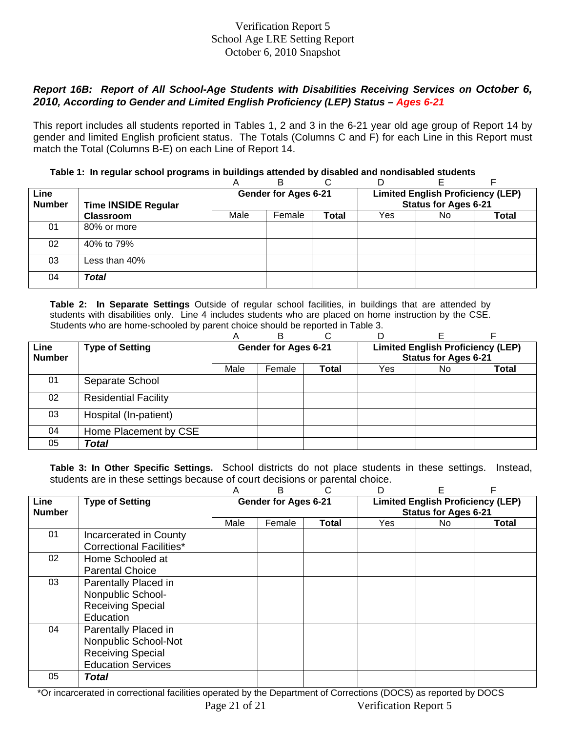Verification Report 5
School Age LRE Setting Report
October 6, 2010 Snapshot

***Report 16B: Report of All School-Age Students with Disabilities Receiving Services on October 6, 2010, According to Gender and Limited English Proficiency (LEP) Status – Ages 6-21***

This report includes all students reported in Tables 1, 2 and 3 in the 6-21 year old age group of Report 14 by gender and limited English proficient status. The Totals (Columns C and F) for each Line in this Report must match the Total (Columns B-E) on each Line of Report 14.

**Table 1: In regular school programs in buildings attended by disabled and nondisabled students**

| | | A | B | C | D | E | F |
|---|---|---|---|---|---|---|---|
| **Line Number** | **Time INSIDE Regular Classroom** | **Gender for Ages 6-21** | | | **Limited English Proficiency (LEP) Status for Ages 6-21** | | |
| | | Male | Female | **Total** | Yes | No | **Total** |
| 01 | 80% or more | | | | | | |
| 02 | 40% to 79% | | | | | | |
| 03 | Less than 40% | | | | | | |
| 04 | ***Total*** | | | | | | |

**Table 2: In Separate Settings** Outside of regular school facilities, in buildings that are attended by students with disabilities only. Line 4 includes students who are placed on home instruction by the CSE. Students who are home-schooled by parent choice should be reported in Table 3.

| | | A | B | C | D | E | F |
|---|---|---|---|---|---|---|---|
| **Line Number** | **Type of Setting** | **Gender for Ages 6-21** | | | **Limited English Proficiency (LEP) Status for Ages 6-21** | | |
| | | Male | Female | **Total** | Yes | No | **Total** |
| 01 | Separate School | | | | | | |
| 02 | Residential Facility | | | | | | |
| 03 | Hospital (In-patient) | | | | | | |
| 04 | Home Placement by CSE | | | | | | |
| 05 | ***Total*** | | | | | | |

**Table 3: In Other Specific Settings.** School districts do not place students in these settings. Instead, students are in these settings because of court decisions or parental choice.

| | | A | B | C | D | E | F |
|---|---|---|---|---|---|---|---|
| **Line Number** | **Type of Setting** | **Gender for Ages 6-21** | | | **Limited English Proficiency (LEP) Status for Ages 6-21** | | |
| | | Male | Female | **Total** | Yes | No | **Total** |
| 01 | Incarcerated in County Correctional Facilities* | | | | | | |
| 02 | Home Schooled at Parental Choice | | | | | | |
| 03 | Parentally Placed in Nonpublic School-Receiving Special Education | | | | | | |
| 04 | Parentally Placed in Nonpublic School-Not Receiving Special Education Services | | | | | | |
| 05 | ***Total*** | | | | | | |

*Or incarcerated in correctional facilities operated by the Department of Corrections (DOCS) as reported by DOCS